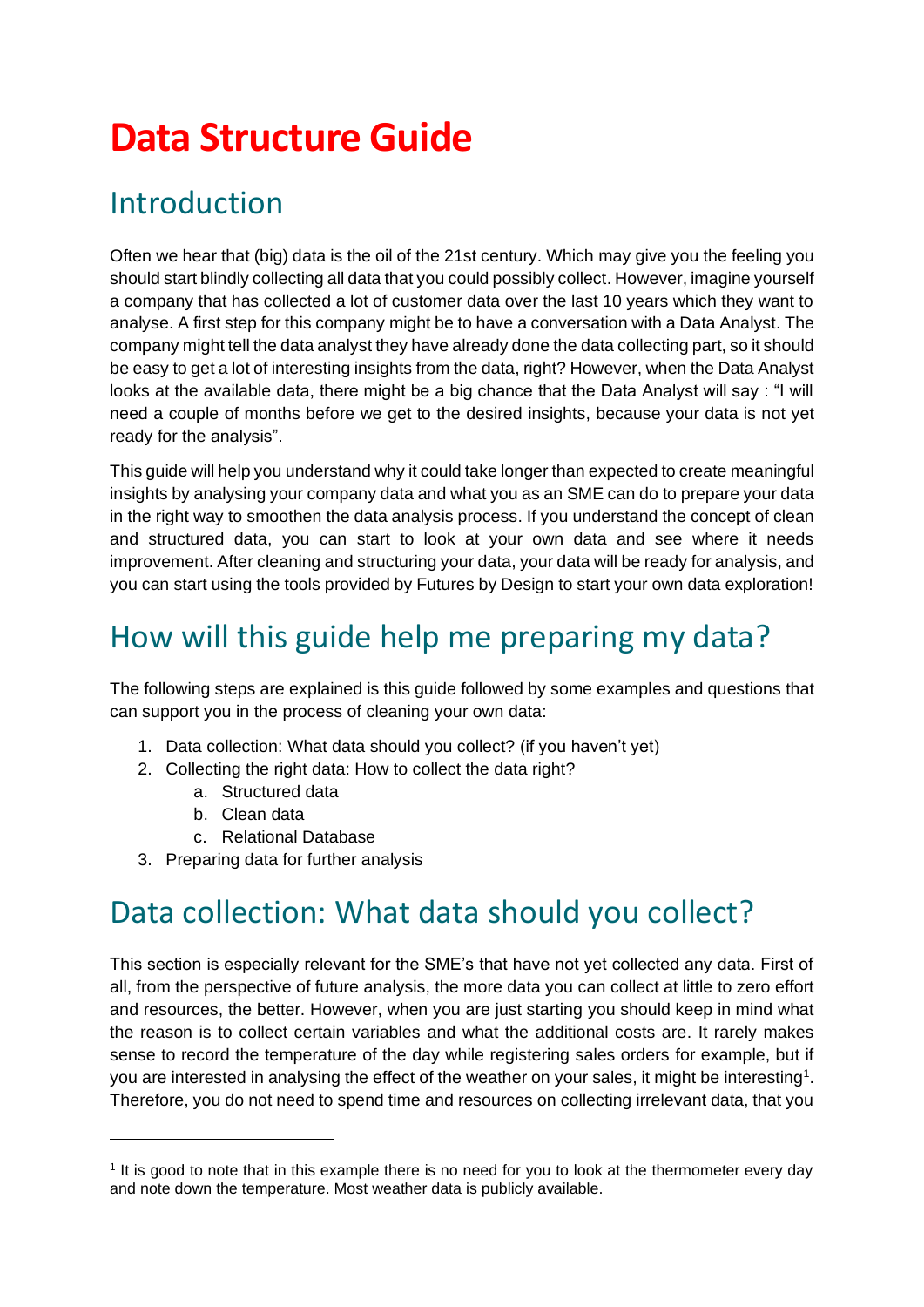# Data Structure Guide

## Introduction

Often we hear that (big) data is the oil of the 21st century. Which may give you the feeling you should start blindly collecting all data that you could possibly collect. However, imagine yourself a company that has collected a lot of customer data over the last 10 years which they want to analyse. A first step for this company might be to have a conversation with a Data Analyst. The company might tell the data analyst they have already done the data collecting part, so it should be easy to get a lot of interesting insights from the data, right? However, when the Data Analyst looks at the available data, there might be a big chance that the Data Analyst will say : "I will need a couple of months before we get to the desired insights, because your data is not yet ready for the analysis".

This guide will help you understand why it could take longer than expected to create meaningful insights by analysing your company data and what you as an SME can do to prepare your data in the right way to smoothen the data analysis process. If you understand the concept of clean and structured data, you can start to look at your own data and see where it needs improvement. After cleaning and structuring your data, your data will be ready for analysis, and you can start using the tools provided by Futures by Design to start your own data exploration!

## How will this guide help me preparing my data?

The following steps are explained is this guide followed by some examples and questions that can support you in the process of cleaning your own data:

1. Data collection: What data should you collect? (if you haven't yet)
2. Collecting the right data: How to collect the data right?
    a. Structured data
    b. Clean data
    c. Relational Database
3. Preparing data for further analysis

## Data collection: What data should you collect?

This section is especially relevant for the SME's that have not yet collected any data. First of all, from the perspective of future analysis, the more data you can collect at little to zero effort and resources, the better. However, when you are just starting you should keep in mind what the reason is to collect certain variables and what the additional costs are. It rarely makes sense to record the temperature of the day while registering sales orders for example, but if you are interested in analysing the effect of the weather on your sales, it might be interesting[1]. Therefore, you do not need to spend time and resources on collecting irrelevant data, that you

[1] It is good to note that in this example there is no need for you to look at the thermometer every day and note down the temperature. Most weather data is publicly available.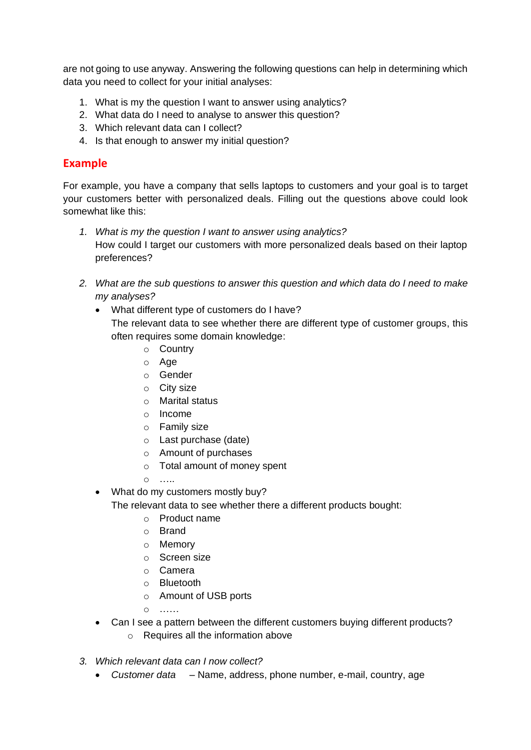are not going to use anyway. Answering the following questions can help in determining which data you need to collect for your initial analyses:

1. What is my the question I want to answer using analytics?
2. What data do I need to analyse to answer this question?
3. Which relevant data can I collect?
4. Is that enough to answer my initial question?

## Example

For example, you have a company that sells laptops to customers and your goal is to target your customers better with personalized deals. Filling out the questions above could look somewhat like this:

1. *What is my the question I want to answer using analytics?*
   How could I target our customers with more personalized deals based on their laptop preferences?

2. *What are the sub questions to answer this question and which data do I need to make my analyses?*
   - What different type of customers do I have?
     The relevant data to see whether there are different type of customer groups, this often requires some domain knowledge:
       - Country
       - Age
       - Gender
       - City size
       - Marital status
       - Income
       - Family size
       - Last purchase (date)
       - Amount of purchases
       - Total amount of money spent
       - …..
   - What do my customers mostly buy?
     The relevant data to see whether there a different products bought:
       - Product name
       - Brand
       - Memory
       - Screen size
       - Camera
       - Bluetooth
       - Amount of USB ports
       - ……
   - Can I see a pattern between the different customers buying different products?
       - Requires all the information above

3. *Which relevant data can I now collect?*
   - *Customer data* – Name, address, phone number, e-mail, country, age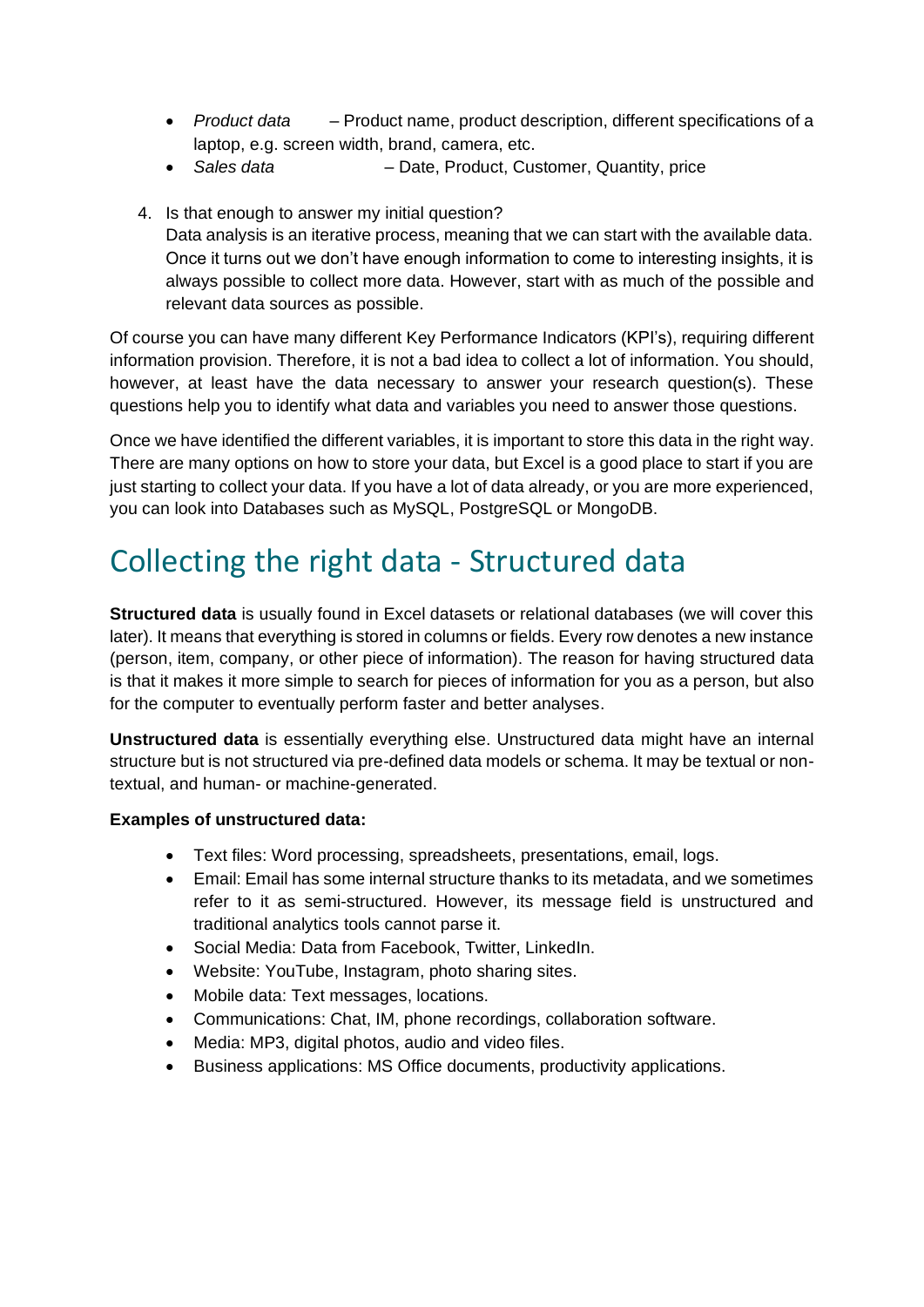- *Product data* – Product name, product description, different specifications of a laptop, e.g. screen width, brand, camera, etc.
- *Sales data* – Date, Product, Customer, Quantity, price

4. Is that enough to answer my initial question?
   Data analysis is an iterative process, meaning that we can start with the available data. Once it turns out we don't have enough information to come to interesting insights, it is always possible to collect more data. However, start with as much of the possible and relevant data sources as possible.

Of course you can have many different Key Performance Indicators (KPI's), requiring different information provision. Therefore, it is not a bad idea to collect a lot of information. You should, however, at least have the data necessary to answer your research question(s). These questions help you to identify what data and variables you need to answer those questions.

Once we have identified the different variables, it is important to store this data in the right way. There are many options on how to store your data, but Excel is a good place to start if you are just starting to collect your data. If you have a lot of data already, or you are more experienced, you can look into Databases such as MySQL, PostgreSQL or MongoDB.

# Collecting the right data - Structured data

**Structured data** is usually found in Excel datasets or relational databases (we will cover this later). It means that everything is stored in columns or fields. Every row denotes a new instance (person, item, company, or other piece of information). The reason for having structured data is that it makes it more simple to search for pieces of information for you as a person, but also for the computer to eventually perform faster and better analyses.

**Unstructured data** is essentially everything else. Unstructured data might have an internal structure but is not structured via pre-defined data models or schema. It may be textual or non-textual, and human- or machine-generated.

**Examples of unstructured data:**

- Text files: Word processing, spreadsheets, presentations, email, logs.
- Email: Email has some internal structure thanks to its metadata, and we sometimes refer to it as semi-structured. However, its message field is unstructured and traditional analytics tools cannot parse it.
- Social Media: Data from Facebook, Twitter, LinkedIn.
- Website: YouTube, Instagram, photo sharing sites.
- Mobile data: Text messages, locations.
- Communications: Chat, IM, phone recordings, collaboration software.
- Media: MP3, digital photos, audio and video files.
- Business applications: MS Office documents, productivity applications.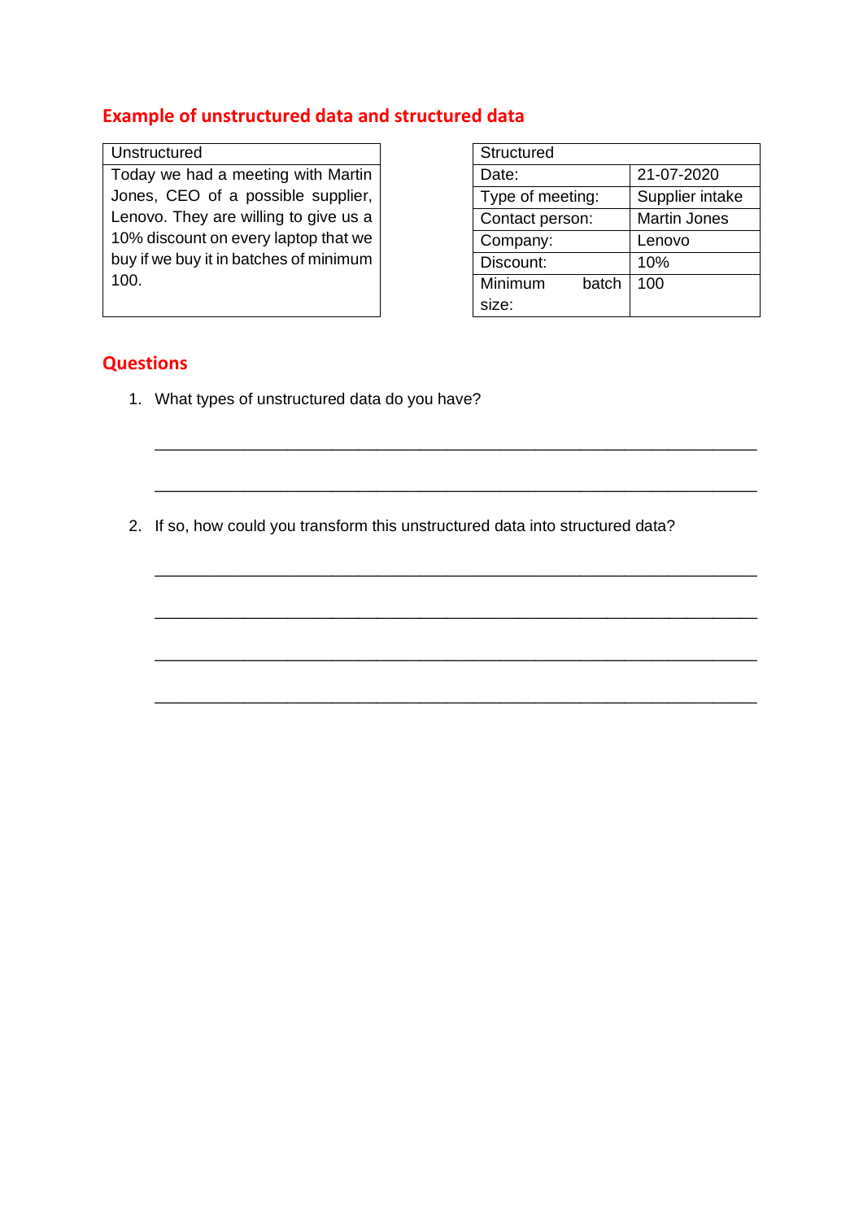## Example of unstructured data and structured data

| Unstructured |
| --- |
| Today we had a meeting with Martin Jones, CEO of a possible supplier, Lenovo. They are willing to give us a 10% discount on every laptop that we buy if we buy it in batches of minimum 100. |

| Structured | |
| --- | --- |
| Date: | 21-07-2020 |
| Type of meeting: | Supplier intake |
| Contact person: | Martin Jones |
| Company: | Lenovo |
| Discount: | 10% |
| Minimum batch size: | 100 |

## Questions

1. What types of unstructured data do you have?

   ____________________________________________________________

   ____________________________________________________________

2. If so, how could you transform this unstructured data into structured data?

   ____________________________________________________________

   ____________________________________________________________

   ____________________________________________________________

   ____________________________________________________________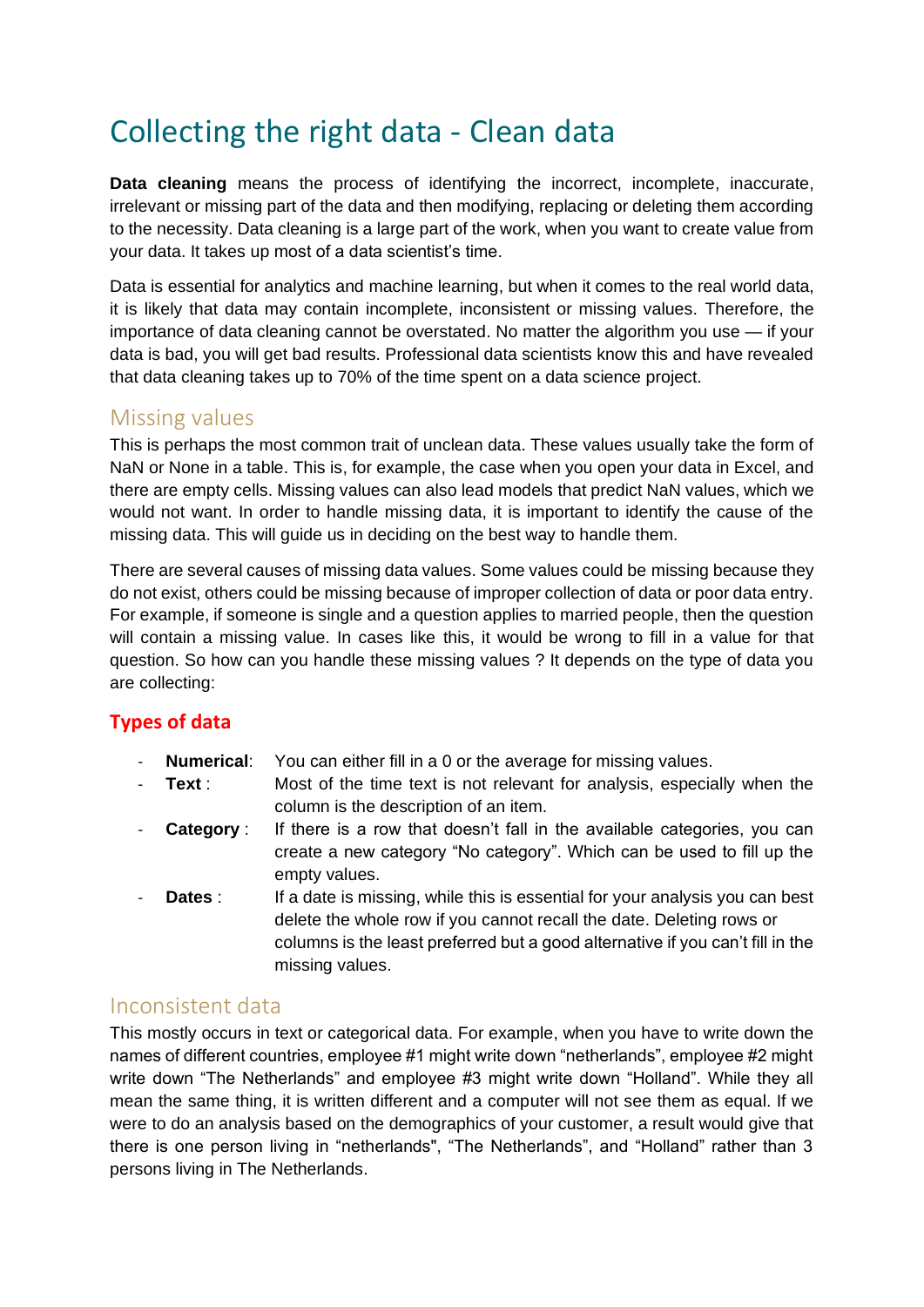# Collecting the right data - Clean data

**Data cleaning** means the process of identifying the incorrect, incomplete, inaccurate, irrelevant or missing part of the data and then modifying, replacing or deleting them according to the necessity. Data cleaning is a large part of the work, when you want to create value from your data. It takes up most of a data scientist's time.

Data is essential for analytics and machine learning, but when it comes to the real world data, it is likely that data may contain incomplete, inconsistent or missing values. Therefore, the importance of data cleaning cannot be overstated. No matter the algorithm you use — if your data is bad, you will get bad results. Professional data scientists know this and have revealed that data cleaning takes up to 70% of the time spent on a data science project.

## Missing values

This is perhaps the most common trait of unclean data. These values usually take the form of NaN or None in a table. This is, for example, the case when you open your data in Excel, and there are empty cells. Missing values can also lead models that predict NaN values, which we would not want. In order to handle missing data, it is important to identify the cause of the missing data. This will guide us in deciding on the best way to handle them.

There are several causes of missing data values. Some values could be missing because they do not exist, others could be missing because of improper collection of data or poor data entry. For example, if someone is single and a question applies to married people, then the question will contain a missing value. In cases like this, it would be wrong to fill in a value for that question. So how can you handle these missing values ? It depends on the type of data you are collecting:

### Types of data

- **Numerical**: You can either fill in a 0 or the average for missing values.
- **Text** : Most of the time text is not relevant for analysis, especially when the column is the description of an item.
- **Category** : If there is a row that doesn't fall in the available categories, you can create a new category "No category". Which can be used to fill up the empty values.
- **Dates** : If a date is missing, while this is essential for your analysis you can best delete the whole row if you cannot recall the date. Deleting rows or columns is the least preferred but a good alternative if you can't fill in the missing values.

## Inconsistent data

This mostly occurs in text or categorical data. For example, when you have to write down the names of different countries, employee #1 might write down "netherlands", employee #2 might write down "The Netherlands" and employee #3 might write down "Holland". While they all mean the same thing, it is written different and a computer will not see them as equal. If we were to do an analysis based on the demographics of your customer, a result would give that there is one person living in "netherlands", "The Netherlands", and "Holland" rather than 3 persons living in The Netherlands.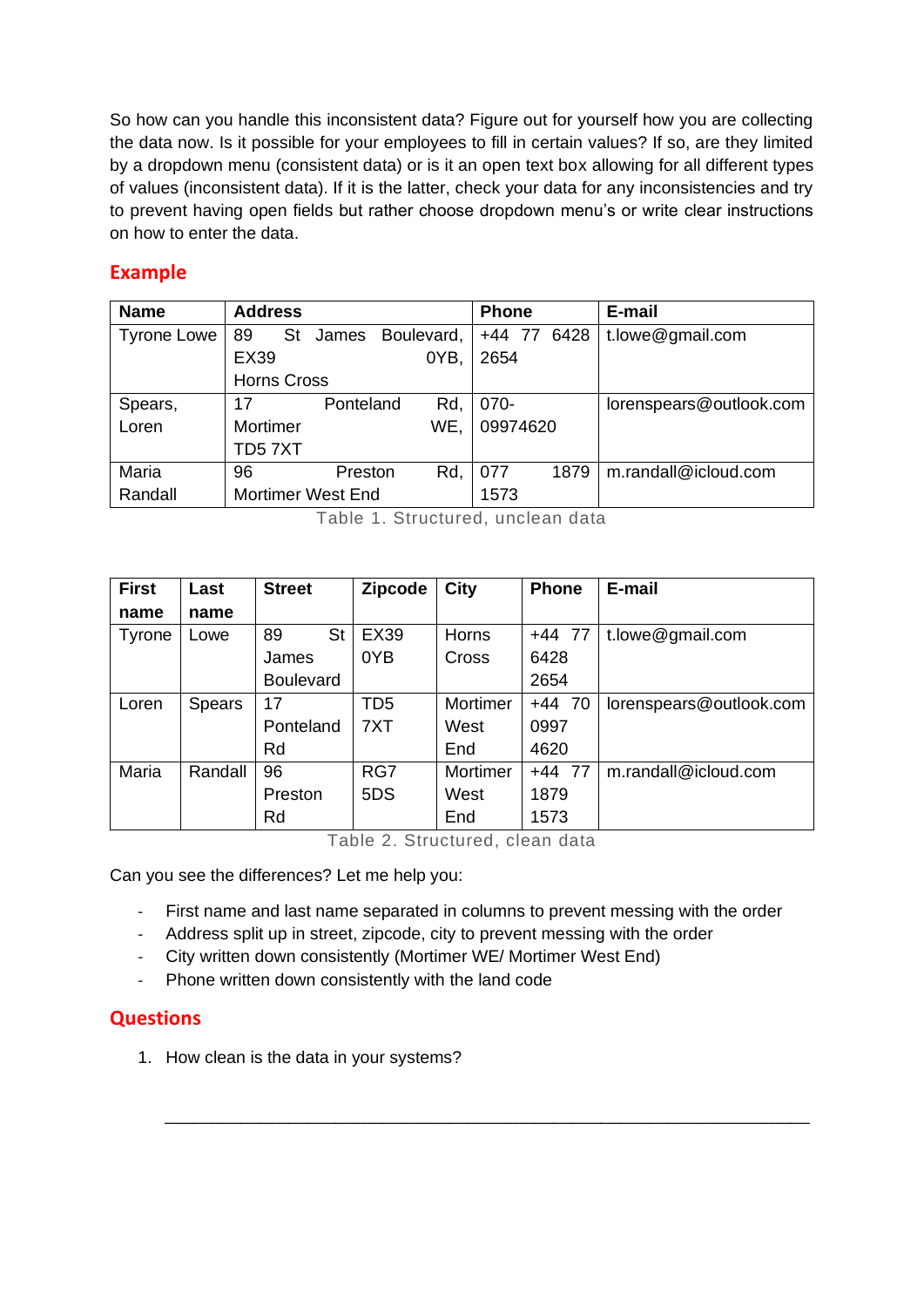So how can you handle this inconsistent data? Figure out for yourself how you are collecting the data now. Is it possible for your employees to fill in certain values? If so, are they limited by a dropdown menu (consistent data) or is it an open text box allowing for all different types of values (inconsistent data). If it is the latter, check your data for any inconsistencies and try to prevent having open fields but rather choose dropdown menu's or write clear instructions on how to enter the data.

## Example

| Name | Address | Phone | E-mail |
|---|---|---|---|
| Tyrone Lowe | 89 St James Boulevard, EX39 0YB, Horns Cross | +44 77 6428 2654 | t.lowe@gmail.com |
| Spears, Loren | 17 Ponteland Rd, Mortimer WE, TD5 7XT | 070-09974620 | lorenspears@outlook.com |
| Maria Randall | 96 Preston Rd, Mortimer West End | 077 1879 1573 | m.randall@icloud.com |

Table 1. Structured, unclean data

| First name | Last name | Street | Zipcode | City | Phone | E-mail |
|---|---|---|---|---|---|---|
| Tyrone | Lowe | 89 St James Boulevard | EX39 0YB | Horns Cross | +44 77 6428 2654 | t.lowe@gmail.com |
| Loren | Spears | 17 Ponteland Rd | TD5 7XT | Mortimer West End | +44 70 0997 4620 | lorenspears@outlook.com |
| Maria | Randall | 96 Preston Rd | RG7 5DS | Mortimer West End | +44 77 1879 1573 | m.randall@icloud.com |

Table 2. Structured, clean data

Can you see the differences? Let me help you:

- First name and last name separated in columns to prevent messing with the order
- Address split up in street, zipcode, city to prevent messing with the order
- City written down consistently (Mortimer WE/ Mortimer West End)
- Phone written down consistently with the land code

## Questions

1. How clean is the data in your systems?

______________________________________________________________________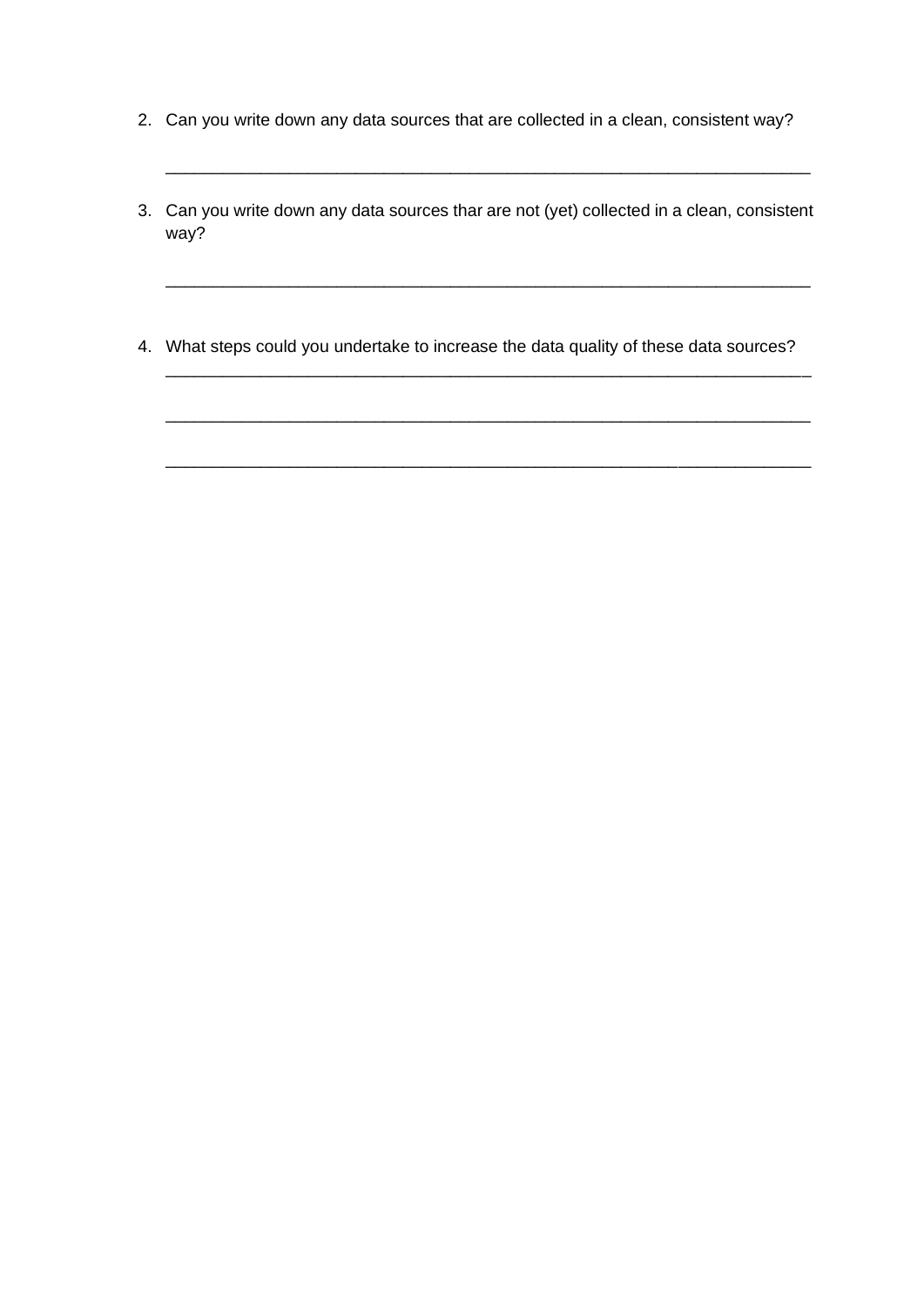2. Can you write down any data sources that are collected in a clean, consistent way?

   ______________________________________________________________________

3. Can you write down any data sources thar are not (yet) collected in a clean, consistent way?

   ______________________________________________________________________

4. What steps could you undertake to increase the data quality of these data sources?

   ______________________________________________________________________

   ______________________________________________________________________

   ______________________________________________________________________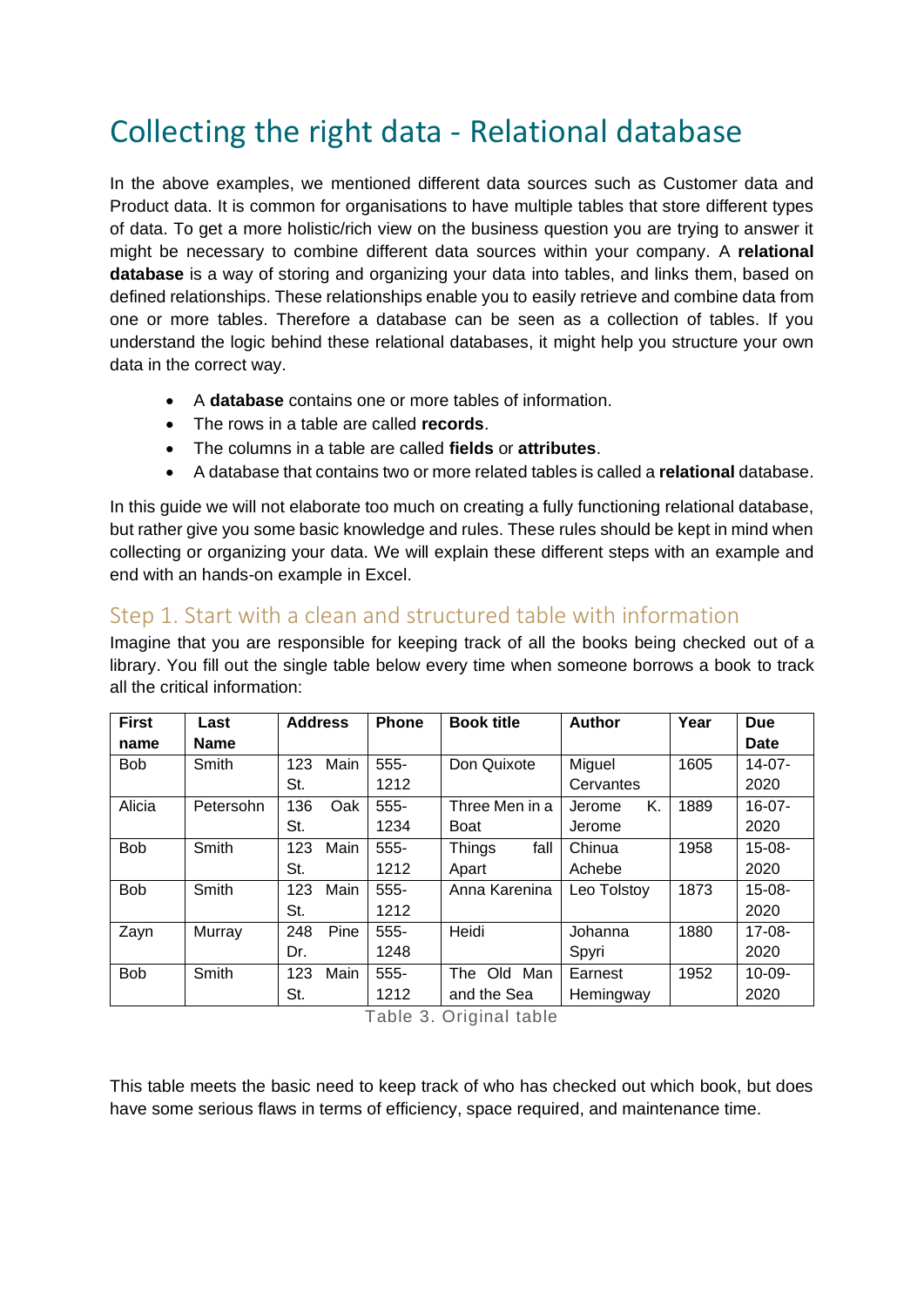# Collecting the right data - Relational database

In the above examples, we mentioned different data sources such as Customer data and Product data. It is common for organisations to have multiple tables that store different types of data. To get a more holistic/rich view on the business question you are trying to answer it might be necessary to combine different data sources within your company. A **relational database** is a way of storing and organizing your data into tables, and links them, based on defined relationships. These relationships enable you to easily retrieve and combine data from one or more tables. Therefore a database can be seen as a collection of tables. If you understand the logic behind these relational databases, it might help you structure your own data in the correct way.

- A **database** contains one or more tables of information.
- The rows in a table are called **records**.
- The columns in a table are called **fields** or **attributes**.
- A database that contains two or more related tables is called a **relational** database.

In this guide we will not elaborate too much on creating a fully functioning relational database, but rather give you some basic knowledge and rules. These rules should be kept in mind when collecting or organizing your data. We will explain these different steps with an example and end with an hands-on example in Excel.

## Step 1. Start with a clean and structured table with information

Imagine that you are responsible for keeping track of all the books being checked out of a library. You fill out the single table below every time when someone borrows a book to track all the critical information:

| First name | Last Name | Address | Phone | Book title | Author | Year | Due Date |
|---|---|---|---|---|---|---|---|
| Bob | Smith | 123 Main St. | 555-1212 | Don Quixote | Miguel Cervantes | 1605 | 14-07-2020 |
| Alicia | Petersohn | 136 Oak St. | 555-1234 | Three Men in a Boat | Jerome K. Jerome | 1889 | 16-07-2020 |
| Bob | Smith | 123 Main St. | 555-1212 | Things fall Apart | Chinua Achebe | 1958 | 15-08-2020 |
| Bob | Smith | 123 Main St. | 555-1212 | Anna Karenina | Leo Tolstoy | 1873 | 15-08-2020 |
| Zayn | Murray | 248 Pine Dr. | 555-1248 | Heidi | Johanna Spyri | 1880 | 17-08-2020 |
| Bob | Smith | 123 Main St. | 555-1212 | The Old Man and the Sea | Earnest Hemingway | 1952 | 10-09-2020 |

Table 3. Original table

This table meets the basic need to keep track of who has checked out which book, but does have some serious flaws in terms of efficiency, space required, and maintenance time.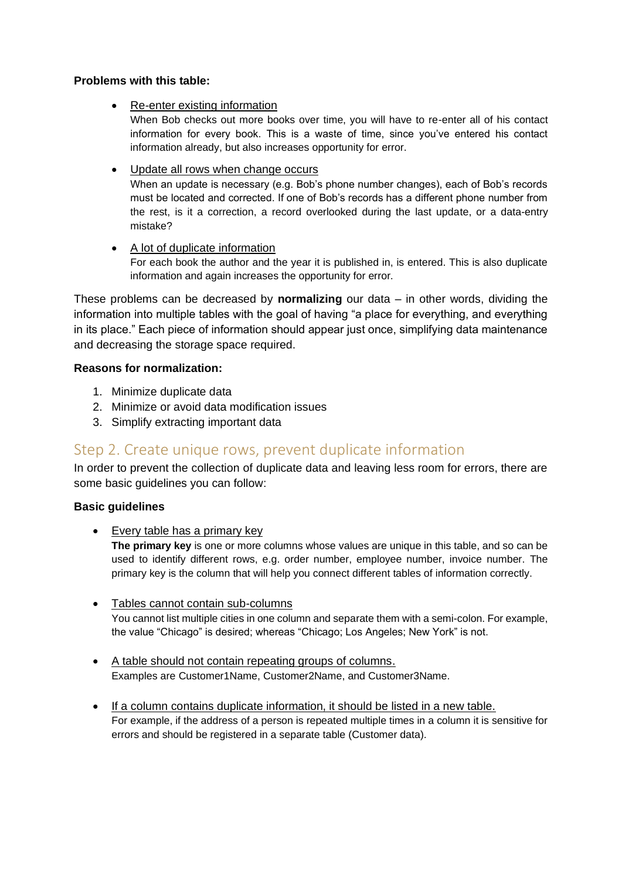**Problems with this table:**

- Re-enter existing information
  When Bob checks out more books over time, you will have to re-enter all of his contact information for every book. This is a waste of time, since you've entered his contact information already, but also increases opportunity for error.

- Update all rows when change occurs
  When an update is necessary (e.g. Bob's phone number changes), each of Bob's records must be located and corrected. If one of Bob's records has a different phone number from the rest, is it a correction, a record overlooked during the last update, or a data-entry mistake?

- A lot of duplicate information
  For each book the author and the year it is published in, is entered. This is also duplicate information and again increases the opportunity for error.

These problems can be decreased by **normalizing** our data – in other words, dividing the information into multiple tables with the goal of having "a place for everything, and everything in its place." Each piece of information should appear just once, simplifying data maintenance and decreasing the storage space required.

**Reasons for normalization:**

1. Minimize duplicate data
2. Minimize or avoid data modification issues
3. Simplify extracting important data

## Step 2. Create unique rows, prevent duplicate information

In order to prevent the collection of duplicate data and leaving less room for errors, there are some basic guidelines you can follow:

**Basic guidelines**

- Every table has a primary key
  **The primary key** is one or more columns whose values are unique in this table, and so can be used to identify different rows, e.g. order number, employee number, invoice number. The primary key is the column that will help you connect different tables of information correctly.

- Tables cannot contain sub-columns
  You cannot list multiple cities in one column and separate them with a semi-colon. For example, the value "Chicago" is desired; whereas "Chicago; Los Angeles; New York" is not.

- A table should not contain repeating groups of columns.
  Examples are Customer1Name, Customer2Name, and Customer3Name.

- If a column contains duplicate information, it should be listed in a new table.
  For example, if the address of a person is repeated multiple times in a column it is sensitive for errors and should be registered in a separate table (Customer data).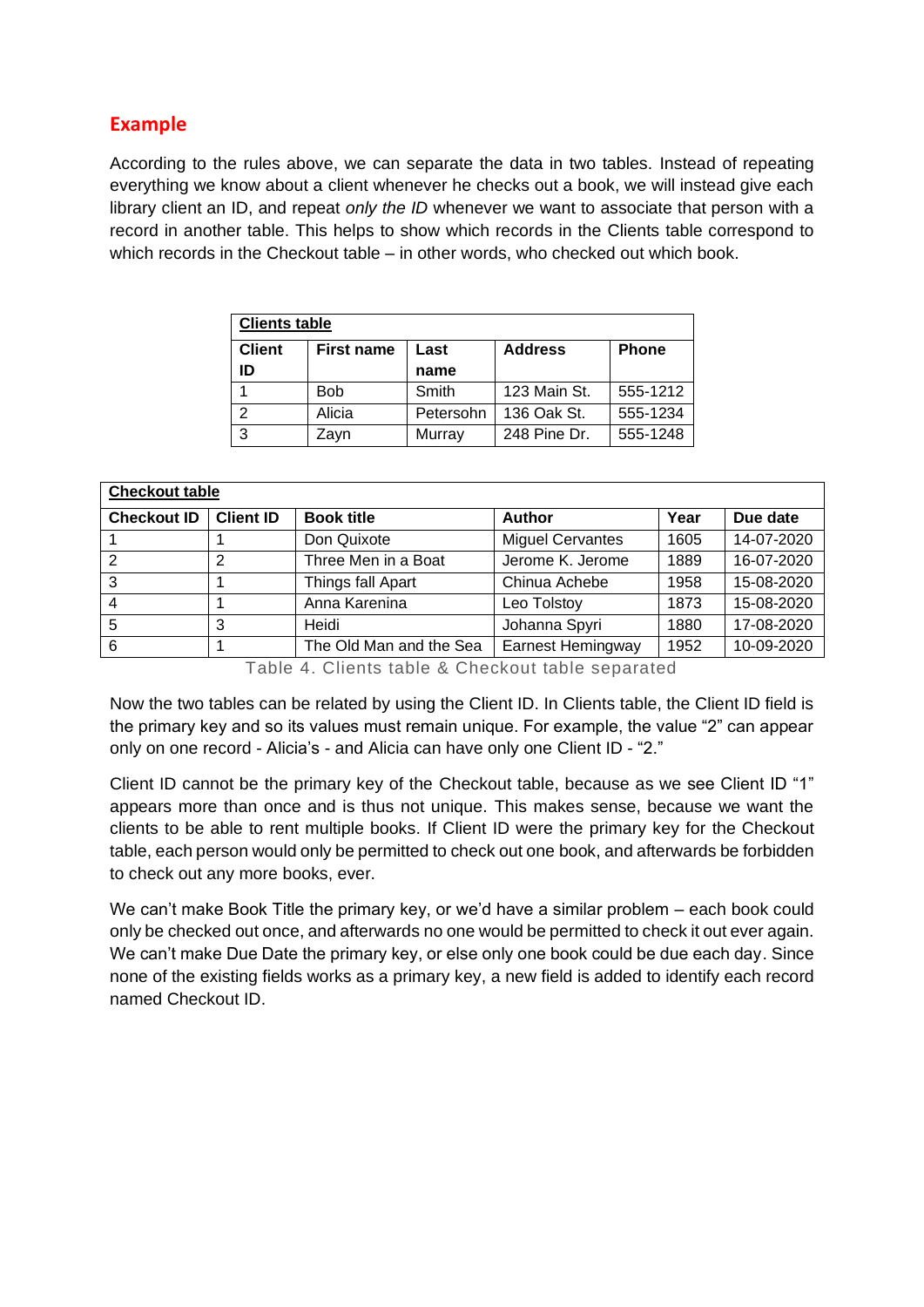## Example

According to the rules above, we can separate the data in two tables. Instead of repeating everything we know about a client whenever he checks out a book, we will instead give each library client an ID, and repeat *only the ID* whenever we want to associate that person with a record in another table. This helps to show which records in the Clients table correspond to which records in the Checkout table – in other words, who checked out which book.

**Clients table**

| Client ID | First name | Last name | Address | Phone |
|---|---|---|---|---|
| 1 | Bob | Smith | 123 Main St. | 555-1212 |
| 2 | Alicia | Petersohn | 136 Oak St. | 555-1234 |
| 3 | Zayn | Murray | 248 Pine Dr. | 555-1248 |

**Checkout table**

| Checkout ID | Client ID | Book title | Author | Year | Due date |
|---|---|---|---|---|---|
| 1 | 1 | Don Quixote | Miguel Cervantes | 1605 | 14-07-2020 |
| 2 | 2 | Three Men in a Boat | Jerome K. Jerome | 1889 | 16-07-2020 |
| 3 | 1 | Things fall Apart | Chinua Achebe | 1958 | 15-08-2020 |
| 4 | 1 | Anna Karenina | Leo Tolstoy | 1873 | 15-08-2020 |
| 5 | 3 | Heidi | Johanna Spyri | 1880 | 17-08-2020 |
| 6 | 1 | The Old Man and the Sea | Earnest Hemingway | 1952 | 10-09-2020 |

Table 4. Clients table & Checkout table separated

Now the two tables can be related by using the Client ID. In Clients table, the Client ID field is the primary key and so its values must remain unique. For example, the value "2" can appear only on one record - Alicia's - and Alicia can have only one Client ID - "2."

Client ID cannot be the primary key of the Checkout table, because as we see Client ID "1" appears more than once and is thus not unique. This makes sense, because we want the clients to be able to rent multiple books. If Client ID were the primary key for the Checkout table, each person would only be permitted to check out one book, and afterwards be forbidden to check out any more books, ever.

We can't make Book Title the primary key, or we'd have a similar problem – each book could only be checked out once, and afterwards no one would be permitted to check it out ever again. We can't make Due Date the primary key, or else only one book could be due each day. Since none of the existing fields works as a primary key, a new field is added to identify each record named Checkout ID.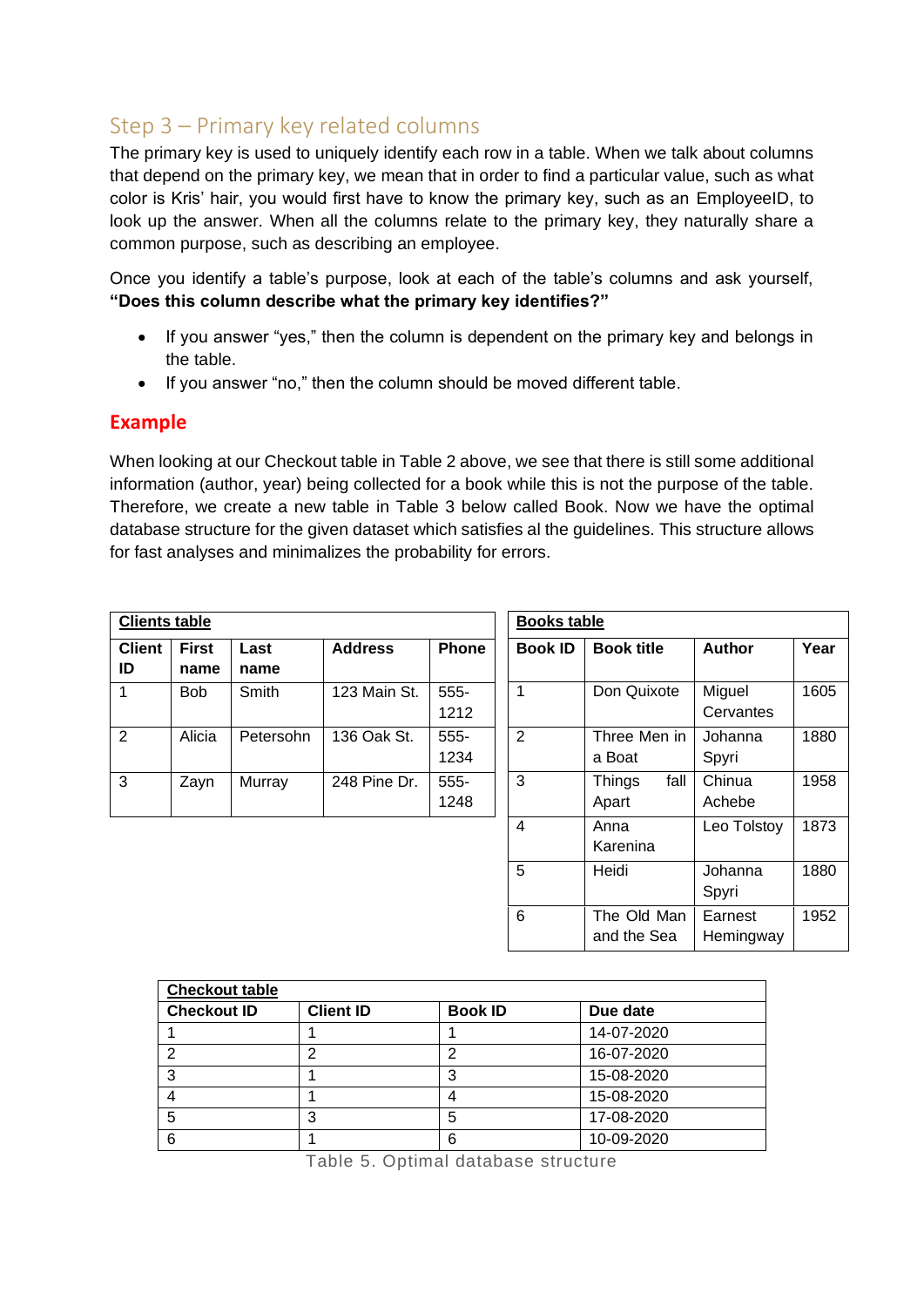## Step 3 – Primary key related columns

The primary key is used to uniquely identify each row in a table. When we talk about columns that depend on the primary key, we mean that in order to find a particular value, such as what color is Kris' hair, you would first have to know the primary key, such as an EmployeeID, to look up the answer. When all the columns relate to the primary key, they naturally share a common purpose, such as describing an employee.

Once you identify a table's purpose, look at each of the table's columns and ask yourself, **"Does this column describe what the primary key identifies?"**

- If you answer "yes," then the column is dependent on the primary key and belongs in the table.
- If you answer "no," then the column should be moved different table.

### Example

When looking at our Checkout table in Table 2 above, we see that there is still some additional information (author, year) being collected for a book while this is not the purpose of the table. Therefore, we create a new table in Table 3 below called Book. Now we have the optimal database structure for the given dataset which satisfies al the guidelines. This structure allows for fast analyses and minimalizes the probability for errors.

**Clients table**

| Client ID | First name | Last name | Address | Phone |
|---|---|---|---|---|
| 1 | Bob | Smith | 123 Main St. | 555-1212 |
| 2 | Alicia | Petersohn | 136 Oak St. | 555-1234 |
| 3 | Zayn | Murray | 248 Pine Dr. | 555-1248 |

**Books table**

| Book ID | Book title | Author | Year |
|---|---|---|---|
| 1 | Don Quixote | Miguel Cervantes | 1605 |
| 2 | Three Men in a Boat | Johanna Spyri | 1880 |
| 3 | Things fall Apart | Chinua Achebe | 1958 |
| 4 | Anna Karenina | Leo Tolstoy | 1873 |
| 5 | Heidi | Johanna Spyri | 1880 |
| 6 | The Old Man and the Sea | Earnest Hemingway | 1952 |

**Checkout table**

| Checkout ID | Client ID | Book ID | Due date |
|---|---|---|---|
| 1 | 1 | 1 | 14-07-2020 |
| 2 | 2 | 2 | 16-07-2020 |
| 3 | 1 | 3 | 15-08-2020 |
| 4 | 1 | 4 | 15-08-2020 |
| 5 | 3 | 5 | 17-08-2020 |
| 6 | 1 | 6 | 10-09-2020 |

Table 5. Optimal database structure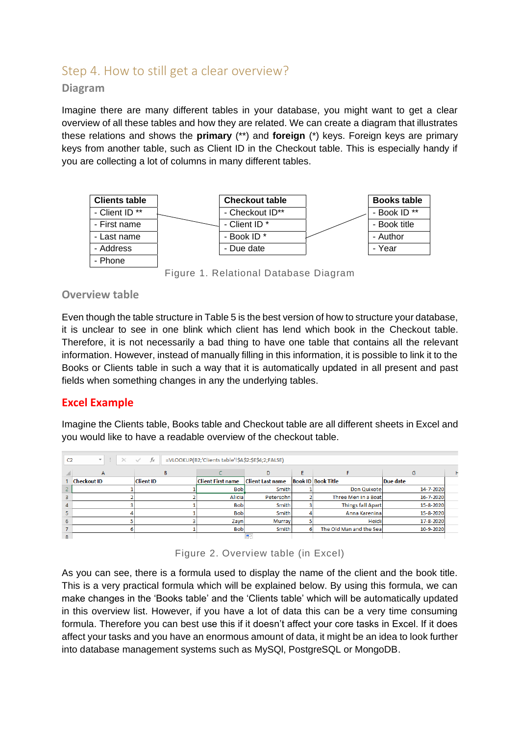## Step 4. How to still get a clear overview?

### Diagram

Imagine there are many different tables in your database, you might want to get a clear overview of all these tables and how they are related. We can create a diagram that illustrates these relations and shows the **primary** (**) and **foreign** (*) keys. Foreign keys are primary keys from another table, such as Client ID in the Checkout table. This is especially handy if you are collecting a lot of columns in many different tables.

| Clients table |
|---|
| - Client ID ** |
| - First name |
| - Last name |
| - Address |
| - Phone |

| Checkout table |
|---|
| - Checkout ID** |
| - Client ID * |
| - Book ID * |
| - Due date |

| Books table |
|---|
| - Book ID ** |
| - Book title |
| - Author |
| - Year |

Figure 1. Relational Database Diagram

### Overview table

Even though the table structure in Table 5 is the best version of how to structure your database, it is unclear to see in one blink which client has lend which book in the Checkout table. Therefore, it is not necessarily a bad thing to have one table that contains all the relevant information. However, instead of manually filling in this information, it is possible to link it to the Books or Clients table in such a way that it is automatically updated in all present and past fields when something changes in any the underlying tables.

### Excel Example

Imagine the Clients table, Books table and Checkout table are all different sheets in Excel and you would like to have a readable overview of the checkout table.

```
C2    =VLOOKUP(B2;'Clients table'!$A$2:$E$4;2;FALSE)
```

| Checkout ID | Client ID | Client First name | Client Last name | Book ID | Book Title | Due date |
|---|---|---|---|---|---|---|
| 1 | 1 | Bob | Smith | 1 | Don Quixote | 14-7-2020 |
| 2 | 2 | Alicia | Petersohn | 2 | Three Men in a Boat | 16-7-2020 |
| 3 | 1 | Bob | Smith | 3 | Things fall Apart | 15-8-2020 |
| 4 | 1 | Bob | Smith | 4 | Anna Karenina | 15-8-2020 |
| 5 | 3 | Zayn | Murray | 5 | Heidi | 17-8-2020 |
| 6 | 1 | Bob | Smith | 6 | The Old Man and the Sea | 10-9-2020 |

Figure 2. Overview table (in Excel)

As you can see, there is a formula used to display the name of the client and the book title. This is a very practical formula which will be explained below. By using this formula, we can make changes in the 'Books table' and the 'Clients table' which will be automatically updated in this overview list. However, if you have a lot of data this can be a very time consuming formula. Therefore you can best use this if it doesn't affect your core tasks in Excel. If it does affect your tasks and you have an enormous amount of data, it might be an idea to look further into database management systems such as MySQl, PostgreSQL or MongoDB.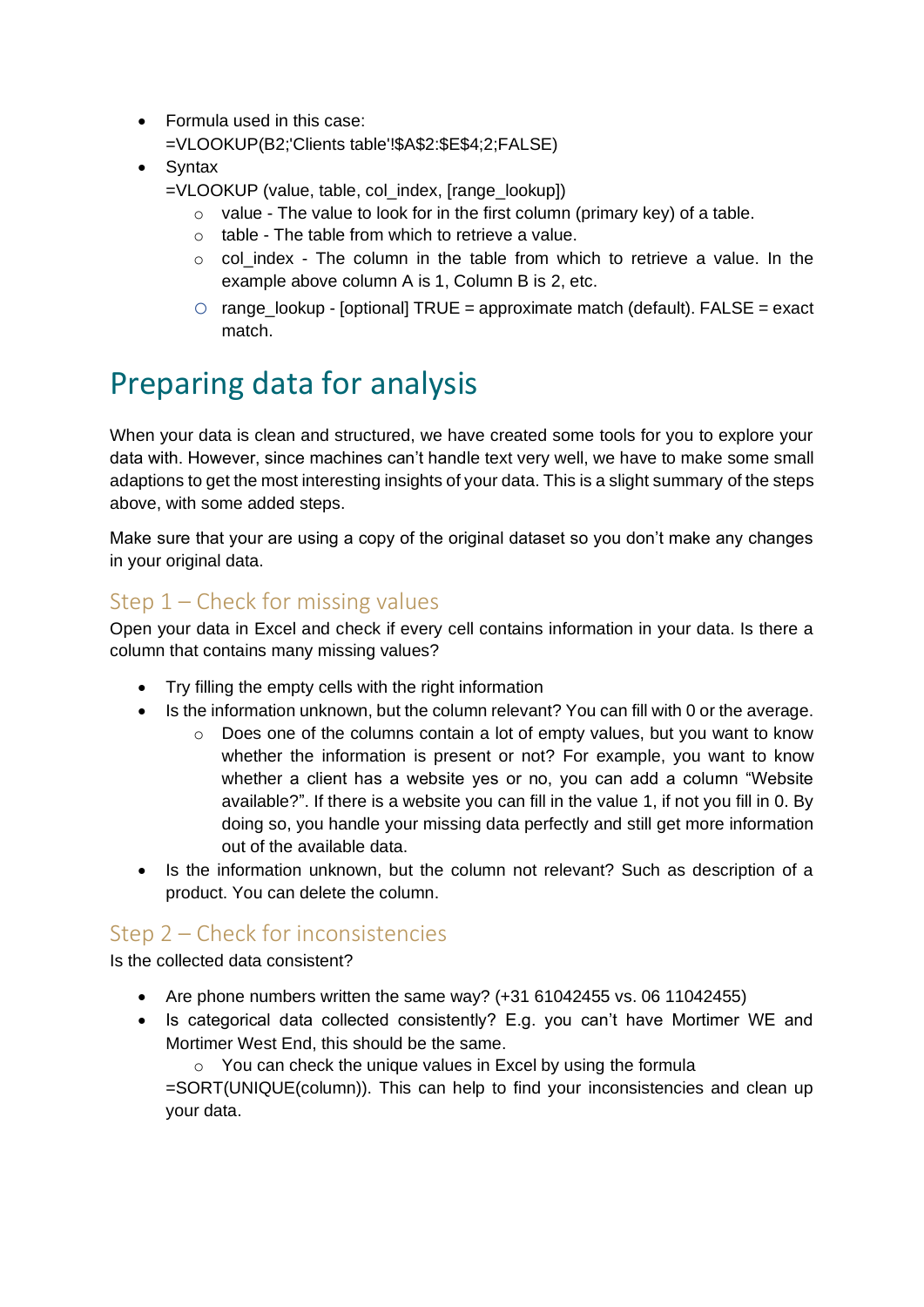- Formula used in this case:
  =VLOOKUP(B2;'Clients table'!$A$2:$E$4;2;FALSE)
- Syntax
  =VLOOKUP (value, table, col_index, [range_lookup])
  - value - The value to look for in the first column (primary key) of a table.
  - table - The table from which to retrieve a value.
  - col_index - The column in the table from which to retrieve a value. In the example above column A is 1, Column B is 2, etc.
  - range_lookup - [optional] TRUE = approximate match (default). FALSE = exact match.

# Preparing data for analysis

When your data is clean and structured, we have created some tools for you to explore your data with. However, since machines can't handle text very well, we have to make some small adaptions to get the most interesting insights of your data. This is a slight summary of the steps above, with some added steps.

Make sure that your are using a copy of the original dataset so you don't make any changes in your original data.

## Step 1 – Check for missing values

Open your data in Excel and check if every cell contains information in your data. Is there a column that contains many missing values?

- Try filling the empty cells with the right information
- Is the information unknown, but the column relevant? You can fill with 0 or the average.
  - Does one of the columns contain a lot of empty values, but you want to know whether the information is present or not? For example, you want to know whether a client has a website yes or no, you can add a column "Website available?". If there is a website you can fill in the value 1, if not you fill in 0. By doing so, you handle your missing data perfectly and still get more information out of the available data.
- Is the information unknown, but the column not relevant? Such as description of a product. You can delete the column.

## Step 2 – Check for inconsistencies

Is the collected data consistent?

- Are phone numbers written the same way? (+31 61042455 vs. 06 11042455)
- Is categorical data collected consistently? E.g. you can't have Mortimer WE and Mortimer West End, this should be the same.
  - You can check the unique values in Excel by using the formula
  =SORT(UNIQUE(column)). This can help to find your inconsistencies and clean up your data.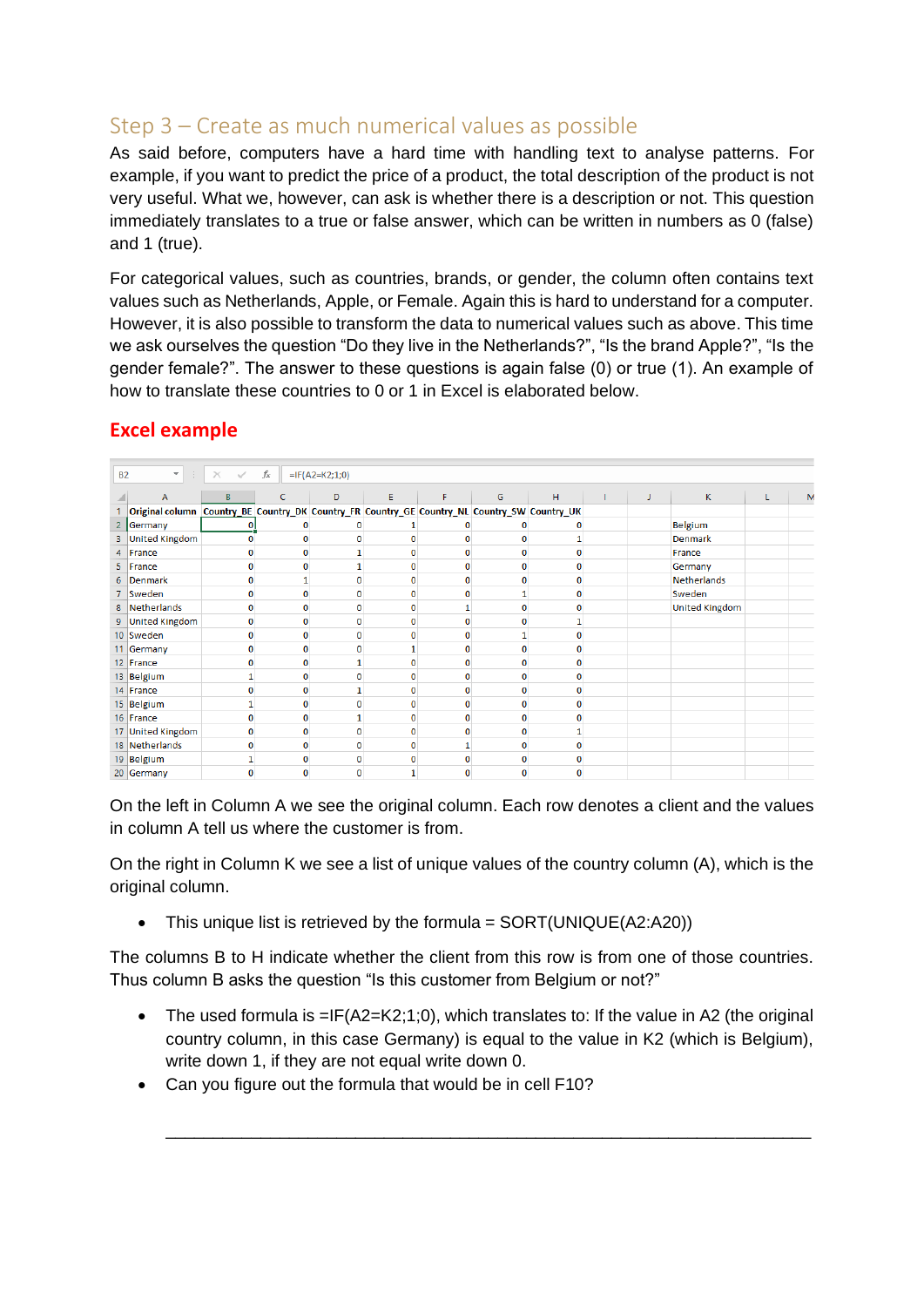## Step 3 – Create as much numerical values as possible

As said before, computers have a hard time with handling text to analyse patterns. For example, if you want to predict the price of a product, the total description of the product is not very useful. What we, however, can ask is whether there is a description or not. This question immediately translates to a true or false answer, which can be written in numbers as 0 (false) and 1 (true).

For categorical values, such as countries, brands, or gender, the column often contains text values such as Netherlands, Apple, or Female. Again this is hard to understand for a computer. However, it is also possible to transform the data to numerical values such as above. This time we ask ourselves the question "Do they live in the Netherlands?", "Is the brand Apple?", "Is the gender female?". The answer to these questions is again false (0) or true (1). An example of how to translate these countries to 0 or 1 in Excel is elaborated below.

### Excel example

B2 | fx =IF(A2=K2;1;0)

| | A | B | C | D | E | F | G | H | I | J | K |
|---|---|---|---|---|---|---|---|---|---|---|---|
| 1 | Original column | Country_BE | Country_DK | Country_FR | Country_GE | Country_NL | Country_SW | Country_UK | | | |
| 2 | Germany | 0 | 0 | 0 | 1 | 0 | 0 | 0 | | | Belgium |
| 3 | United Kingdom | 0 | 0 | 0 | 0 | 0 | 0 | 1 | | | Denmark |
| 4 | France | 0 | 0 | 1 | 0 | 0 | 0 | 0 | | | France |
| 5 | France | 0 | 0 | 1 | 0 | 0 | 0 | 0 | | | Germany |
| 6 | Denmark | 0 | 1 | 0 | 0 | 0 | 0 | 0 | | | Netherlands |
| 7 | Sweden | 0 | 0 | 0 | 0 | 0 | 1 | 0 | | | Sweden |
| 8 | Netherlands | 0 | 0 | 0 | 0 | 1 | 0 | 0 | | | United Kingdom |
| 9 | United Kingdom | 0 | 0 | 0 | 0 | 0 | 0 | 1 | | | |
| 10 | Sweden | 0 | 0 | 0 | 0 | 0 | 1 | 0 | | | |
| 11 | Germany | 0 | 0 | 0 | 1 | 0 | 0 | 0 | | | |
| 12 | France | 0 | 0 | 1 | 0 | 0 | 0 | 0 | | | |
| 13 | Belgium | 1 | 0 | 0 | 0 | 0 | 0 | 0 | | | |
| 14 | France | 0 | 0 | 1 | 0 | 0 | 0 | 0 | | | |
| 15 | Belgium | 1 | 0 | 0 | 0 | 0 | 0 | 0 | | | |
| 16 | France | 0 | 0 | 1 | 0 | 0 | 0 | 0 | | | |
| 17 | United Kingdom | 0 | 0 | 0 | 0 | 0 | 0 | 1 | | | |
| 18 | Netherlands | 0 | 0 | 0 | 0 | 1 | 0 | 0 | | | |
| 19 | Belgium | 1 | 0 | 0 | 0 | 0 | 0 | 0 | | | |
| 20 | Germany | 0 | 0 | 0 | 1 | 0 | 0 | 0 | | | |

On the left in Column A we see the original column. Each row denotes a client and the values in column A tell us where the customer is from.

On the right in Column K we see a list of unique values of the country column (A), which is the original column.

- This unique list is retrieved by the formula = SORT(UNIQUE(A2:A20))

The columns B to H indicate whether the client from this row is from one of those countries. Thus column B asks the question "Is this customer from Belgium or not?"

- The used formula is =IF(A2=K2;1;0), which translates to: If the value in A2 (the original country column, in this case Germany) is equal to the value in K2 (which is Belgium), write down 1, if they are not equal write down 0.
- Can you figure out the formula that would be in cell F10?

\_\_\_\_\_\_\_\_\_\_\_\_\_\_\_\_\_\_\_\_\_\_\_\_\_\_\_\_\_\_\_\_\_\_\_\_\_\_\_\_\_\_\_\_\_\_\_\_\_\_\_\_\_\_\_\_\_\_\_\_\_\_\_\_\_\_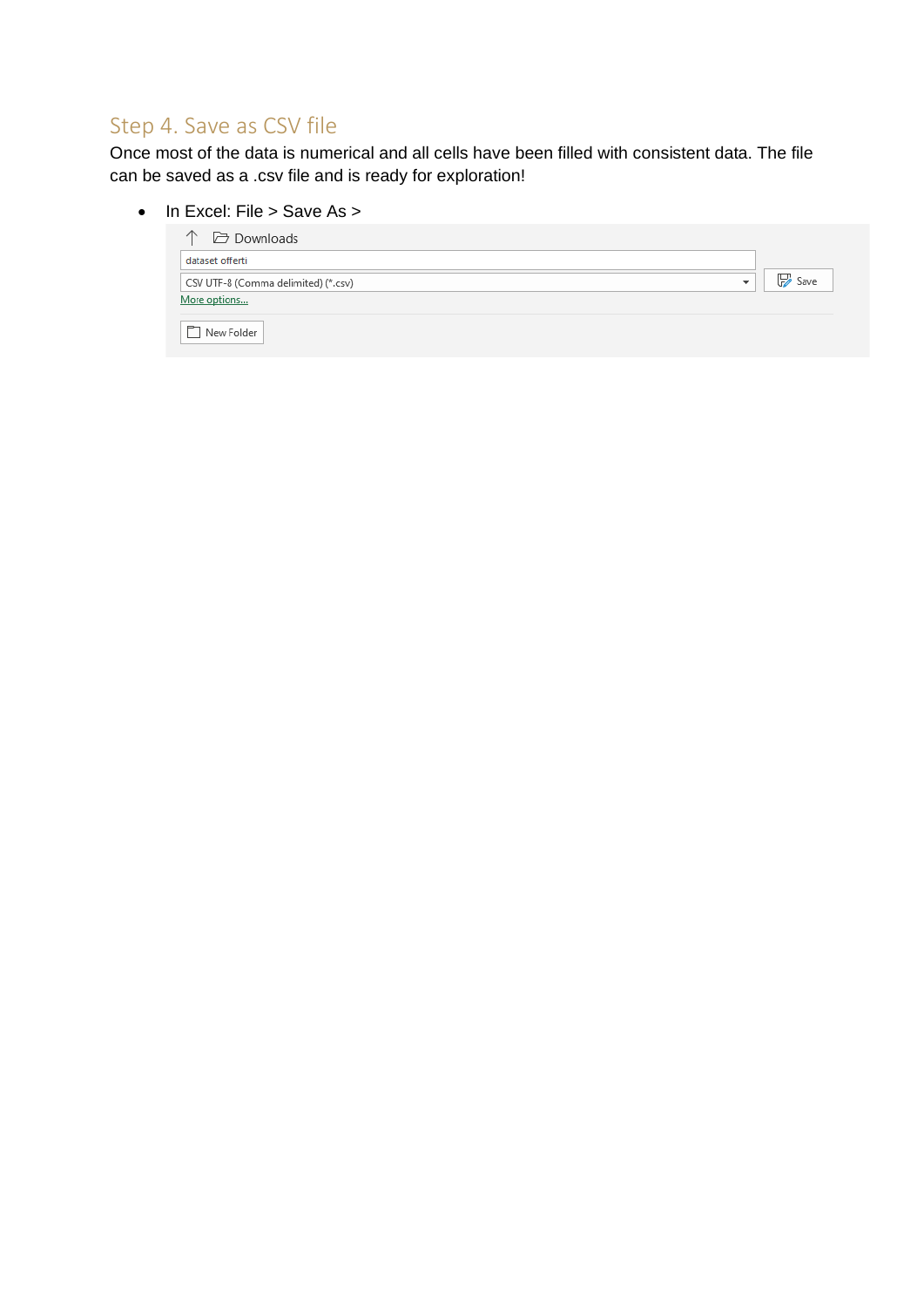## Step 4. Save as CSV file

Once most of the data is numerical and all cells have been filled with consistent data. The file can be saved as a .csv file and is ready for exploration!

- In Excel: File > Save As >

Downloads

dataset offerti

CSV UTF-8 (Comma delimited) (*.csv)

Save

More options...

New Folder